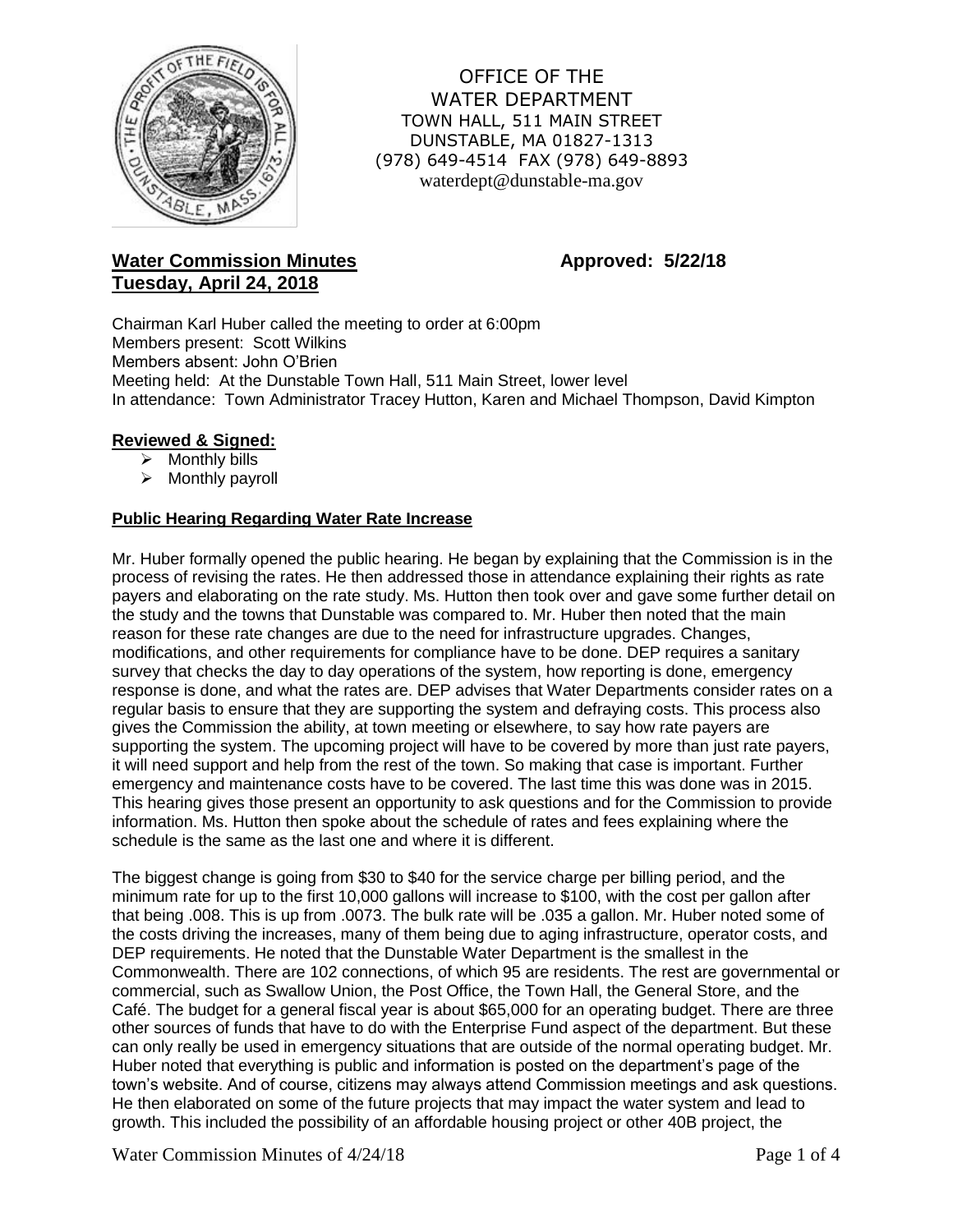OFFICE OF THE
WATER DEPARTMENT
TOWN HALL, 511 MAIN STREET
DUNSTABLE, MA 01827-1313
(978) 649-4514 FAX (978) 649-8893
waterdept@dunstable-ma.gov

**Water Commission Minutes** **Approved: 5/22/18**
**Tuesday, April 24, 2018**

Chairman Karl Huber called the meeting to order at 6:00pm
Members present: Scott Wilkins
Members absent: John O'Brien
Meeting held: At the Dunstable Town Hall, 511 Main Street, lower level
In attendance: Town Administrator Tracey Hutton, Karen and Michael Thompson, David Kimpton

**Reviewed & Signed:**

- Monthly bills
- Monthly payroll

**Public Hearing Regarding Water Rate Increase**

Mr. Huber formally opened the public hearing. He began by explaining that the Commission is in the process of revising the rates. He then addressed those in attendance explaining their rights as rate payers and elaborating on the rate study. Ms. Hutton then took over and gave some further detail on the study and the towns that Dunstable was compared to. Mr. Huber then noted that the main reason for these rate changes are due to the need for infrastructure upgrades. Changes, modifications, and other requirements for compliance have to be done. DEP requires a sanitary survey that checks the day to day operations of the system, how reporting is done, emergency response is done, and what the rates are. DEP advises that Water Departments consider rates on a regular basis to ensure that they are supporting the system and defraying costs. This process also gives the Commission the ability, at town meeting or elsewhere, to say how rate payers are supporting the system. The upcoming project will have to be covered by more than just rate payers, it will need support and help from the rest of the town. So making that case is important. Further emergency and maintenance costs have to be covered. The last time this was done was in 2015. This hearing gives those present an opportunity to ask questions and for the Commission to provide information. Ms. Hutton then spoke about the schedule of rates and fees explaining where the schedule is the same as the last one and where it is different.

The biggest change is going from $30 to $40 for the service charge per billing period, and the minimum rate for up to the first 10,000 gallons will increase to $100, with the cost per gallon after that being .008. This is up from .0073. The bulk rate will be .035 a gallon. Mr. Huber noted some of the costs driving the increases, many of them being due to aging infrastructure, operator costs, and DEP requirements. He noted that the Dunstable Water Department is the smallest in the Commonwealth. There are 102 connections, of which 95 are residents. The rest are governmental or commercial, such as Swallow Union, the Post Office, the Town Hall, the General Store, and the Café. The budget for a general fiscal year is about $65,000 for an operating budget. There are three other sources of funds that have to do with the Enterprise Fund aspect of the department. But these can only really be used in emergency situations that are outside of the normal operating budget. Mr. Huber noted that everything is public and information is posted on the department's page of the town's website. And of course, citizens may always attend Commission meetings and ask questions. He then elaborated on some of the future projects that may impact the water system and lead to growth. This included the possibility of an affordable housing project or other 40B project, the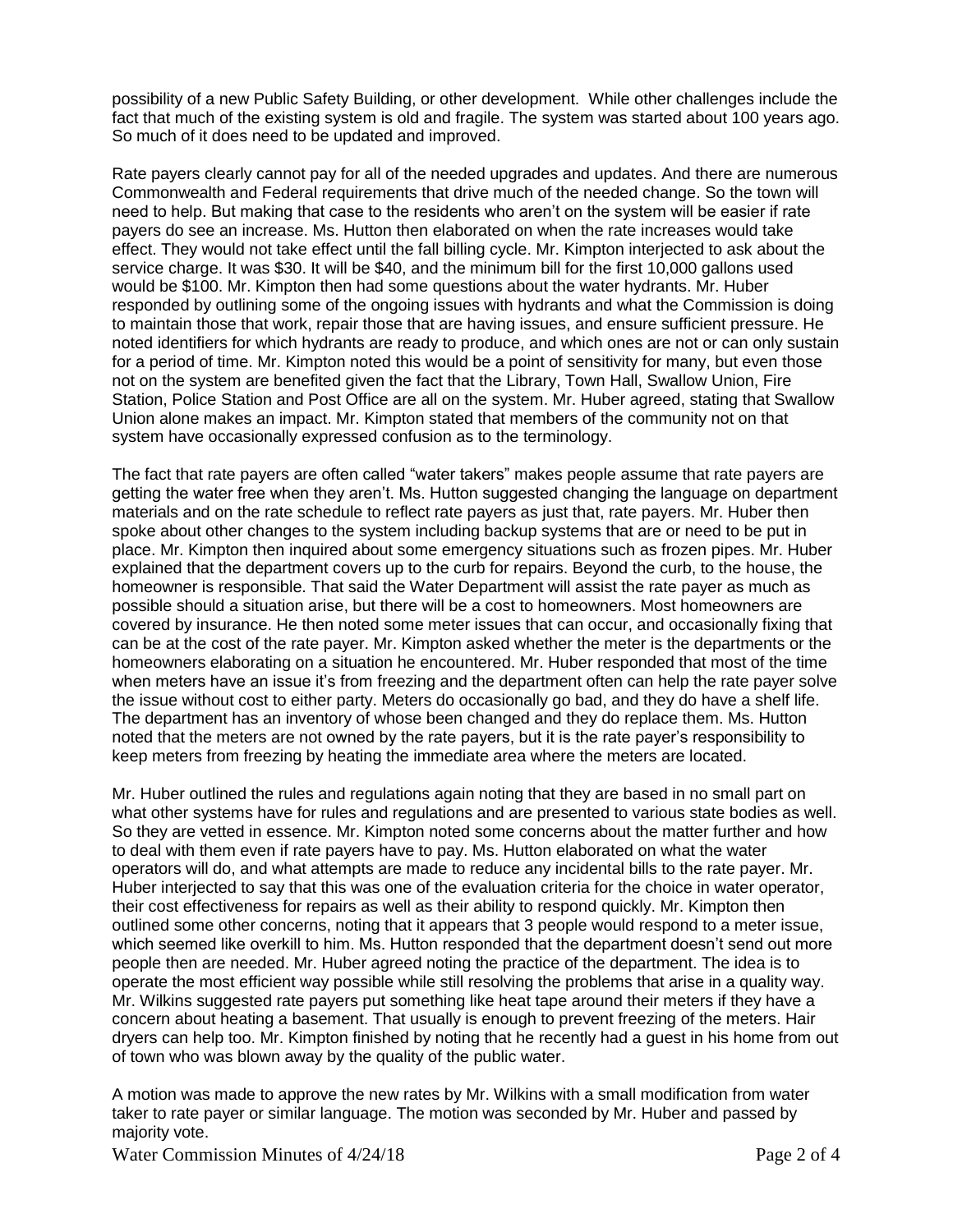possibility of a new Public Safety Building, or other development. While other challenges include the fact that much of the existing system is old and fragile. The system was started about 100 years ago. So much of it does need to be updated and improved.

Rate payers clearly cannot pay for all of the needed upgrades and updates. And there are numerous Commonwealth and Federal requirements that drive much of the needed change. So the town will need to help. But making that case to the residents who aren't on the system will be easier if rate payers do see an increase. Ms. Hutton then elaborated on when the rate increases would take effect. They would not take effect until the fall billing cycle. Mr. Kimpton interjected to ask about the service charge. It was $30. It will be $40, and the minimum bill for the first 10,000 gallons used would be $100. Mr. Kimpton then had some questions about the water hydrants. Mr. Huber responded by outlining some of the ongoing issues with hydrants and what the Commission is doing to maintain those that work, repair those that are having issues, and ensure sufficient pressure. He noted identifiers for which hydrants are ready to produce, and which ones are not or can only sustain for a period of time. Mr. Kimpton noted this would be a point of sensitivity for many, but even those not on the system are benefited given the fact that the Library, Town Hall, Swallow Union, Fire Station, Police Station and Post Office are all on the system. Mr. Huber agreed, stating that Swallow Union alone makes an impact. Mr. Kimpton stated that members of the community not on that system have occasionally expressed confusion as to the terminology.

The fact that rate payers are often called "water takers" makes people assume that rate payers are getting the water free when they aren't. Ms. Hutton suggested changing the language on department materials and on the rate schedule to reflect rate payers as just that, rate payers. Mr. Huber then spoke about other changes to the system including backup systems that are or need to be put in place. Mr. Kimpton then inquired about some emergency situations such as frozen pipes. Mr. Huber explained that the department covers up to the curb for repairs. Beyond the curb, to the house, the homeowner is responsible. That said the Water Department will assist the rate payer as much as possible should a situation arise, but there will be a cost to homeowners. Most homeowners are covered by insurance. He then noted some meter issues that can occur, and occasionally fixing that can be at the cost of the rate payer. Mr. Kimpton asked whether the meter is the departments or the homeowners elaborating on a situation he encountered. Mr. Huber responded that most of the time when meters have an issue it's from freezing and the department often can help the rate payer solve the issue without cost to either party. Meters do occasionally go bad, and they do have a shelf life. The department has an inventory of whose been changed and they do replace them. Ms. Hutton noted that the meters are not owned by the rate payers, but it is the rate payer's responsibility to keep meters from freezing by heating the immediate area where the meters are located.

Mr. Huber outlined the rules and regulations again noting that they are based in no small part on what other systems have for rules and regulations and are presented to various state bodies as well. So they are vetted in essence. Mr. Kimpton noted some concerns about the matter further and how to deal with them even if rate payers have to pay. Ms. Hutton elaborated on what the water operators will do, and what attempts are made to reduce any incidental bills to the rate payer. Mr. Huber interjected to say that this was one of the evaluation criteria for the choice in water operator, their cost effectiveness for repairs as well as their ability to respond quickly. Mr. Kimpton then outlined some other concerns, noting that it appears that 3 people would respond to a meter issue, which seemed like overkill to him. Ms. Hutton responded that the department doesn't send out more people then are needed. Mr. Huber agreed noting the practice of the department. The idea is to operate the most efficient way possible while still resolving the problems that arise in a quality way. Mr. Wilkins suggested rate payers put something like heat tape around their meters if they have a concern about heating a basement. That usually is enough to prevent freezing of the meters. Hair dryers can help too. Mr. Kimpton finished by noting that he recently had a guest in his home from out of town who was blown away by the quality of the public water.

A motion was made to approve the new rates by Mr. Wilkins with a small modification from water taker to rate payer or similar language. The motion was seconded by Mr. Huber and passed by majority vote.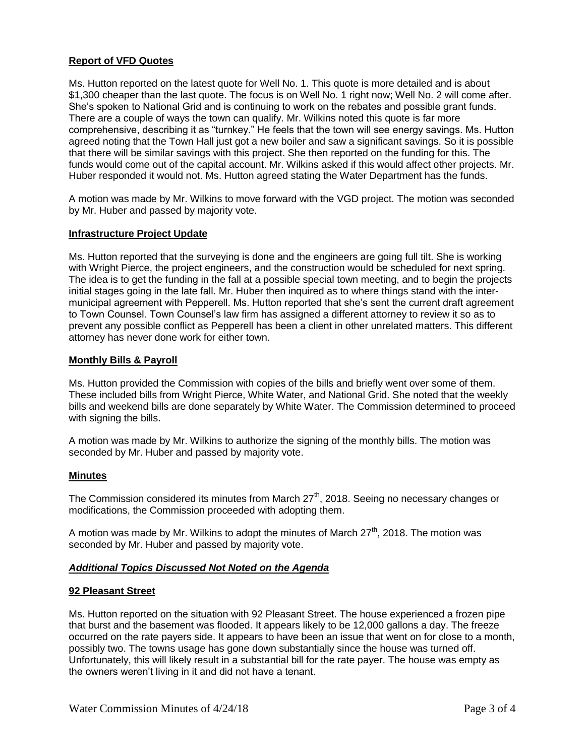**Report of VFD Quotes**

Ms. Hutton reported on the latest quote for Well No. 1. This quote is more detailed and is about \$1,300 cheaper than the last quote. The focus is on Well No. 1 right now; Well No. 2 will come after. She's spoken to National Grid and is continuing to work on the rebates and possible grant funds. There are a couple of ways the town can qualify. Mr. Wilkins noted this quote is far more comprehensive, describing it as "turnkey." He feels that the town will see energy savings. Ms. Hutton agreed noting that the Town Hall just got a new boiler and saw a significant savings. So it is possible that there will be similar savings with this project. She then reported on the funding for this. The funds would come out of the capital account. Mr. Wilkins asked if this would affect other projects. Mr. Huber responded it would not. Ms. Hutton agreed stating the Water Department has the funds.

A motion was made by Mr. Wilkins to move forward with the VGD project. The motion was seconded by Mr. Huber and passed by majority vote.

**Infrastructure Project Update**

Ms. Hutton reported that the surveying is done and the engineers are going full tilt. She is working with Wright Pierce, the project engineers, and the construction would be scheduled for next spring. The idea is to get the funding in the fall at a possible special town meeting, and to begin the projects initial stages going in the late fall. Mr. Huber then inquired as to where things stand with the inter-municipal agreement with Pepperell. Ms. Hutton reported that she's sent the current draft agreement to Town Counsel. Town Counsel's law firm has assigned a different attorney to review it so as to prevent any possible conflict as Pepperell has been a client in other unrelated matters. This different attorney has never done work for either town.

**Monthly Bills & Payroll**

Ms. Hutton provided the Commission with copies of the bills and briefly went over some of them. These included bills from Wright Pierce, White Water, and National Grid. She noted that the weekly bills and weekend bills are done separately by White Water. The Commission determined to proceed with signing the bills.

A motion was made by Mr. Wilkins to authorize the signing of the monthly bills. The motion was seconded by Mr. Huber and passed by majority vote.

**Minutes**

The Commission considered its minutes from March 27th, 2018. Seeing no necessary changes or modifications, the Commission proceeded with adopting them.

A motion was made by Mr. Wilkins to adopt the minutes of March 27th, 2018. The motion was seconded by Mr. Huber and passed by majority vote.

***Additional Topics Discussed Not Noted on the Agenda***

**92 Pleasant Street**

Ms. Hutton reported on the situation with 92 Pleasant Street. The house experienced a frozen pipe that burst and the basement was flooded. It appears likely to be 12,000 gallons a day. The freeze occurred on the rate payers side. It appears to have been an issue that went on for close to a month, possibly two. The towns usage has gone down substantially since the house was turned off. Unfortunately, this will likely result in a substantial bill for the rate payer. The house was empty as the owners weren't living in it and did not have a tenant.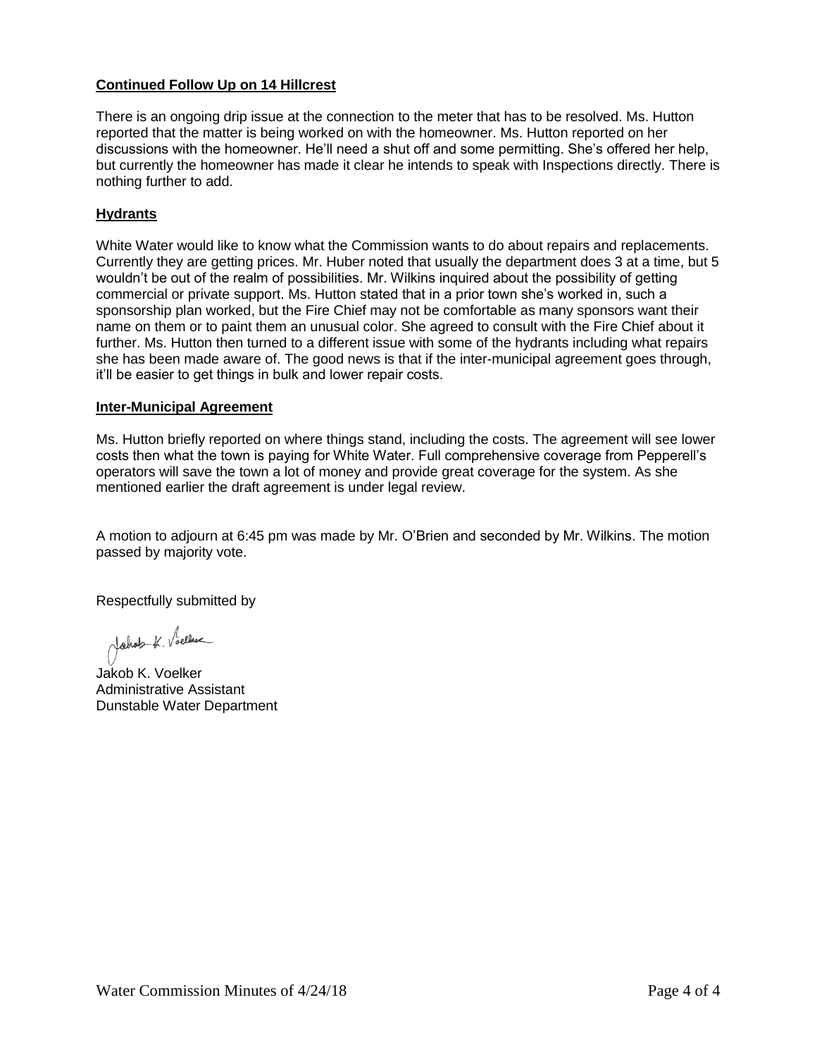**Continued Follow Up on 14 Hillcrest**

There is an ongoing drip issue at the connection to the meter that has to be resolved. Ms. Hutton reported that the matter is being worked on with the homeowner. Ms. Hutton reported on her discussions with the homeowner. He'll need a shut off and some permitting. She's offered her help, but currently the homeowner has made it clear he intends to speak with Inspections directly. There is nothing further to add.

**Hydrants**

White Water would like to know what the Commission wants to do about repairs and replacements. Currently they are getting prices. Mr. Huber noted that usually the department does 3 at a time, but 5 wouldn't be out of the realm of possibilities. Mr. Wilkins inquired about the possibility of getting commercial or private support. Ms. Hutton stated that in a prior town she's worked in, such a sponsorship plan worked, but the Fire Chief may not be comfortable as many sponsors want their name on them or to paint them an unusual color. She agreed to consult with the Fire Chief about it further. Ms. Hutton then turned to a different issue with some of the hydrants including what repairs she has been made aware of. The good news is that if the inter-municipal agreement goes through, it'll be easier to get things in bulk and lower repair costs.

**Inter-Municipal Agreement**

Ms. Hutton briefly reported on where things stand, including the costs. The agreement will see lower costs then what the town is paying for White Water. Full comprehensive coverage from Pepperell's operators will save the town a lot of money and provide great coverage for the system. As she mentioned earlier the draft agreement is under legal review.

A motion to adjourn at 6:45 pm was made by Mr. O'Brien and seconded by Mr. Wilkins. The motion passed by majority vote.

Respectfully submitted by

Jakob K. Voelker
Administrative Assistant
Dunstable Water Department